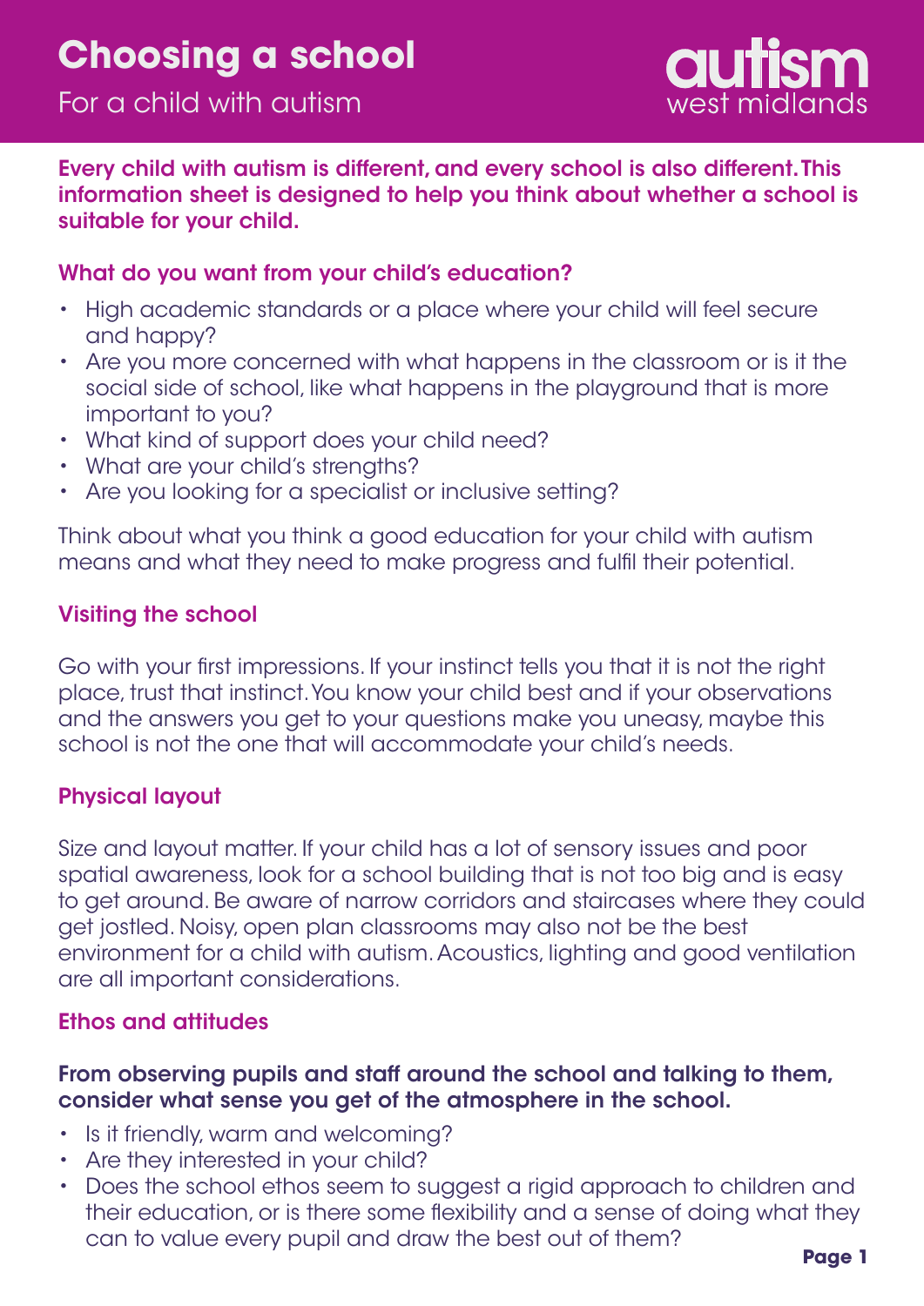# Choosing a school

For a child with autism

autism west midlands

**Every child with autism is different, and every school is also different. This information sheet is designed to help you think about whether a school is suitable for your child.**

## What do you want from your child's education?

- High academic standards or a place where your child will feel secure and happy?
- Are you more concerned with what happens in the classroom or is it the social side of school, like what happens in the playground that is more important to you?
- What kind of support does your child need?
- What are your child's strengths?
- Are you looking for a specialist or inclusive setting?

Think about what you think a good education for your child with autism means and what they need to make progress and fulfil their potential.

## Visiting the school

Go with your first impressions. If your instinct tells you that it is not the right place, trust that instinct. You know your child best and if your observations and the answers you get to your questions make you uneasy, maybe this school is not the one that will accommodate your child's needs.

## Physical layout

Size and layout matter. If your child has a lot of sensory issues and poor spatial awareness, look for a school building that is not too big and is easy to get around. Be aware of narrow corridors and staircases where they could get jostled. Noisy, open plan classrooms may also not be the best environment for a child with autism. Acoustics, lighting and good ventilation are all important considerations.

## Ethos and attitudes

**From observing pupils and staff around the school and talking to them, consider what sense you get of the atmosphere in the school.**

- Is it friendly, warm and welcoming?
- Are they interested in your child?
- Does the school ethos seem to suggest a rigid approach to children and their education, or is there some flexibility and a sense of doing what they can to value every pupil and draw the best out of them?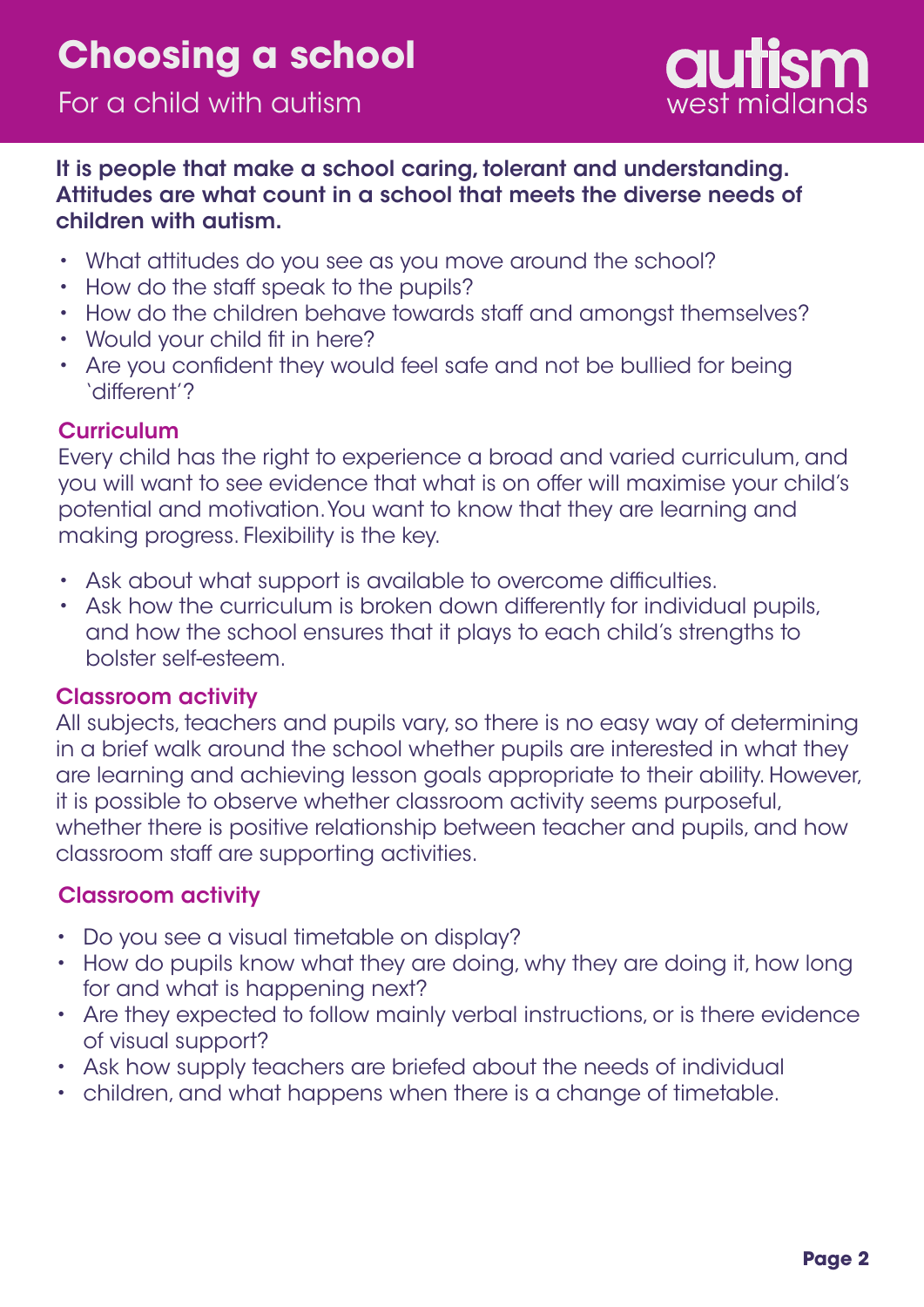**It is people that make a school caring, tolerant and understanding. Attitudes are what count in a school that meets the diverse needs of children with autism.**

- What attitudes do you see as you move around the school?
- How do the staff speak to the pupils?
- How do the children behave towards staff and amongst themselves?
- Would your child fit in here?
- Are you confident they would feel safe and not be bullied for being 'different'?

## Curriculum

Every child has the right to experience a broad and varied curriculum, and you will want to see evidence that what is on offer will maximise your child's potential and motivation. You want to know that they are learning and making progress. Flexibility is the key.

- Ask about what support is available to overcome difficulties.
- Ask how the curriculum is broken down differently for individual pupils, and how the school ensures that it plays to each child's strengths to bolster self-esteem.

## Classroom activity

All subjects, teachers and pupils vary, so there is no easy way of determining in a brief walk around the school whether pupils are interested in what they are learning and achieving lesson goals appropriate to their ability. However, it is possible to observe whether classroom activity seems purposeful, whether there is positive relationship between teacher and pupils, and how classroom staff are supporting activities.

## Classroom activity

- Do you see a visual timetable on display?
- How do pupils know what they are doing, why they are doing it, how long for and what is happening next?
- Are they expected to follow mainly verbal instructions, or is there evidence of visual support?
- Ask how supply teachers are briefed about the needs of individual
- children, and what happens when there is a change of timetable.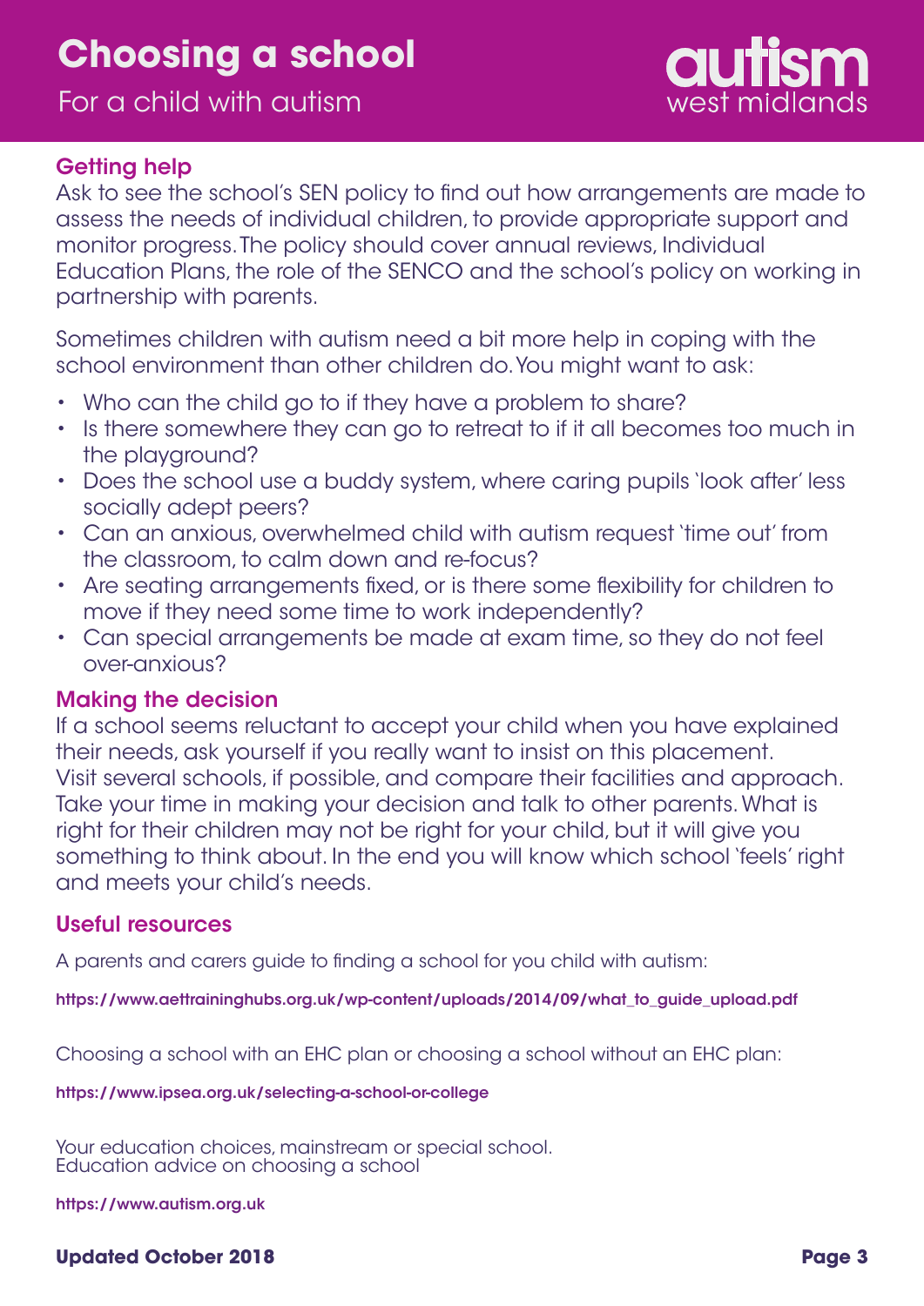# Choosing a school

For a child with autism

## Getting help

Ask to see the school's SEN policy to find out how arrangements are made to assess the needs of individual children, to provide appropriate support and monitor progress. The policy should cover annual reviews, Individual Education Plans, the role of the SENCO and the school's policy on working in partnership with parents.

Sometimes children with autism need a bit more help in coping with the school environment than other children do. You might want to ask:

- Who can the child go to if they have a problem to share?
- Is there somewhere they can go to retreat to if it all becomes too much in the playground?
- Does the school use a buddy system, where caring pupils 'look after' less socially adept peers?
- Can an anxious, overwhelmed child with autism request 'time out' from the classroom, to calm down and re-focus?
- Are seating arrangements fixed, or is there some flexibility for children to move if they need some time to work independently?
- Can special arrangements be made at exam time, so they do not feel over-anxious?

## Making the decision

If a school seems reluctant to accept your child when you have explained their needs, ask yourself if you really want to insist on this placement. Visit several schools, if possible, and compare their facilities and approach. Take your time in making your decision and talk to other parents. What is right for their children may not be right for your child, but it will give you something to think about. In the end you will know which school 'feels' right and meets your child's needs.

## Useful resources

A parents and carers guide to finding a school for you child with autism:

**https://www.aettraininghubs.org.uk/wp-content/uploads/2014/09/what_to_guide_upload.pdf**

Choosing a school with an EHC plan or choosing a school without an EHC plan:

**https://www.ipsea.org.uk/selecting-a-school-or-college**

Your education choices, mainstream or special school.
Education advice on choosing a school

**https://www.autism.org.uk**

**Updated October 2018**